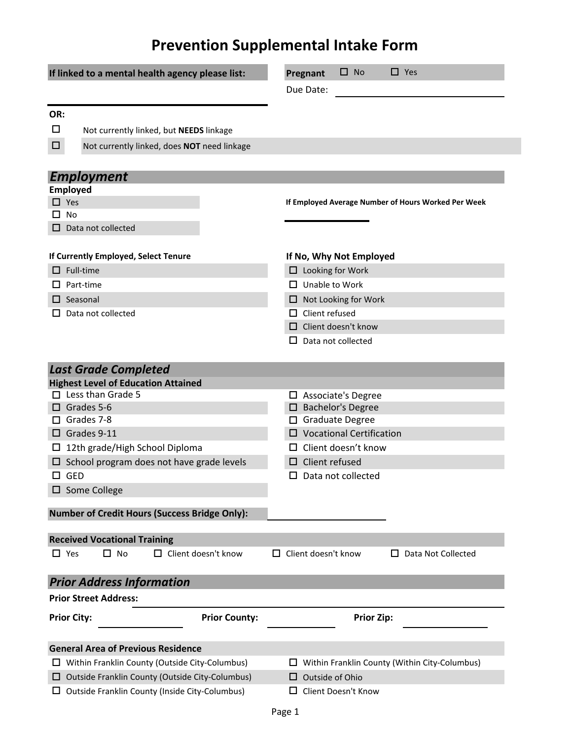# Prevention Supplemental Intake Form

**If linked to a mental health agency please list:** ____________________

**Pregnant** ☐ No ☐ Yes

Due Date: ____________________

**OR:**

☐ Not currently linked, but **NEEDS** linkage

☐ Not currently linked, does **NOT** need linkage

## *Employment*

**Employed**

☐ Yes

☐ No

☐ Data not collected

**If Employed Average Number of Hours Worked Per Week** ____________

**If Currently Employed, Select Tenure**

☐ Full-time

☐ Part-time

☐ Seasonal

☐ Data not collected

**If No, Why Not Employed**

☐ Looking for Work

☐ Unable to Work

☐ Not Looking for Work

☐ Client refused

☐ Client doesn't know

☐ Data not collected

## *Last Grade Completed*

**Highest Level of Education Attained**

☐ Less than Grade 5

☐ Grades 5-6

☐ Grades 7-8

☐ Grades 9-11

☐ 12th grade/High School Diploma

☐ School program does not have grade levels

☐ GED

☐ Some College

☐ Associate's Degree

☐ Bachelor's Degree

☐ Graduate Degree

☐ Vocational Certification

☐ Client doesn't know

☐ Client refused

☐ Data not collected

**Number of Credit Hours (Success Bridge Only):** ____________

**Received Vocational Training**

☐ Yes ☐ No ☐ Client doesn't know ☐ Client doesn't know ☐ Data Not Collected

## *Prior Address Information*

**Prior Street Address:** ____________________

**Prior City:** ____________ **Prior County:** ____________ **Prior Zip:** ____________

**General Area of Previous Residence**

☐ Within Franklin County (Outside City-Columbus)

☐ Outside Franklin County (Outside City-Columbus)

☐ Outside Franklin County (Inside City-Columbus)

☐ Within Franklin County (Within City-Columbus)

☐ Outside of Ohio

☐ Client Doesn't Know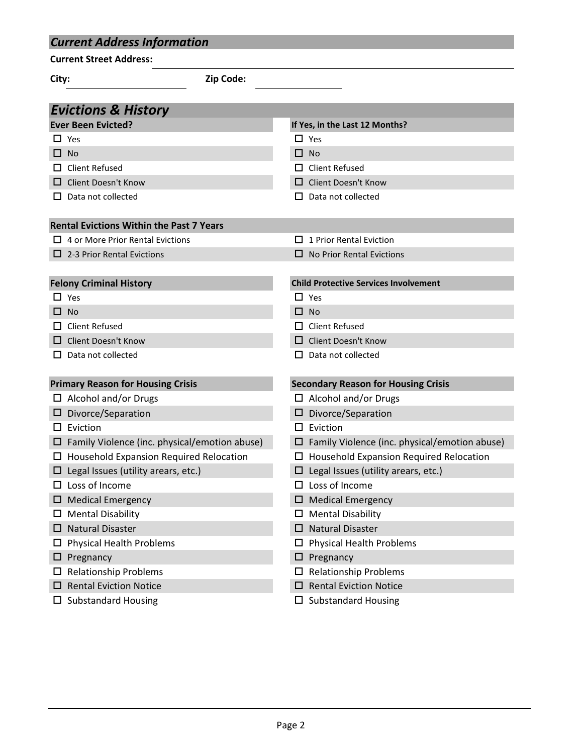## *Current Address Information*

**Current Street Address:** ______________________________

**City:** ______________ **Zip Code:** ______________

## *Evictions & History*

| **Ever Been Evicted?** | **If Yes, in the Last 12 Months?** |
| --- | --- |
| ☐ Yes | ☐ Yes |
| ☐ No | ☐ No |
| ☐ Client Refused | ☐ Client Refused |
| ☐ Client Doesn't Know | ☐ Client Doesn't Know |
| ☐ Data not collected | ☐ Data not collected |

| **Rental Evictions Within the Past 7 Years** | |
| --- | --- |
| ☐ 4 or More Prior Rental Evictions | ☐ 1 Prior Rental Eviction |
| ☐ 2-3 Prior Rental Evictions | ☐ No Prior Rental Evictions |

| **Felony Criminal History** | **Child Protective Services Involvement** |
| --- | --- |
| ☐ Yes | ☐ Yes |
| ☐ No | ☐ No |
| ☐ Client Refused | ☐ Client Refused |
| ☐ Client Doesn't Know | ☐ Client Doesn't Know |
| ☐ Data not collected | ☐ Data not collected |

| **Primary Reason for Housing Crisis** | **Secondary Reason for Housing Crisis** |
| --- | --- |
| ☐ Alcohol and/or Drugs | ☐ Alcohol and/or Drugs |
| ☐ Divorce/Separation | ☐ Divorce/Separation |
| ☐ Eviction | ☐ Eviction |
| ☐ Family Violence (inc. physical/emotion abuse) | ☐ Family Violence (inc. physical/emotion abuse) |
| ☐ Household Expansion Required Relocation | ☐ Household Expansion Required Relocation |
| ☐ Legal Issues (utility arears, etc.) | ☐ Legal Issues (utility arears, etc.) |
| ☐ Loss of Income | ☐ Loss of Income |
| ☐ Medical Emergency | ☐ Medical Emergency |
| ☐ Mental Disability | ☐ Mental Disability |
| ☐ Natural Disaster | ☐ Natural Disaster |
| ☐ Physical Health Problems | ☐ Physical Health Problems |
| ☐ Pregnancy | ☐ Pregnancy |
| ☐ Relationship Problems | ☐ Relationship Problems |
| ☐ Rental Eviction Notice | ☐ Rental Eviction Notice |
| ☐ Substandard Housing | ☐ Substandard Housing |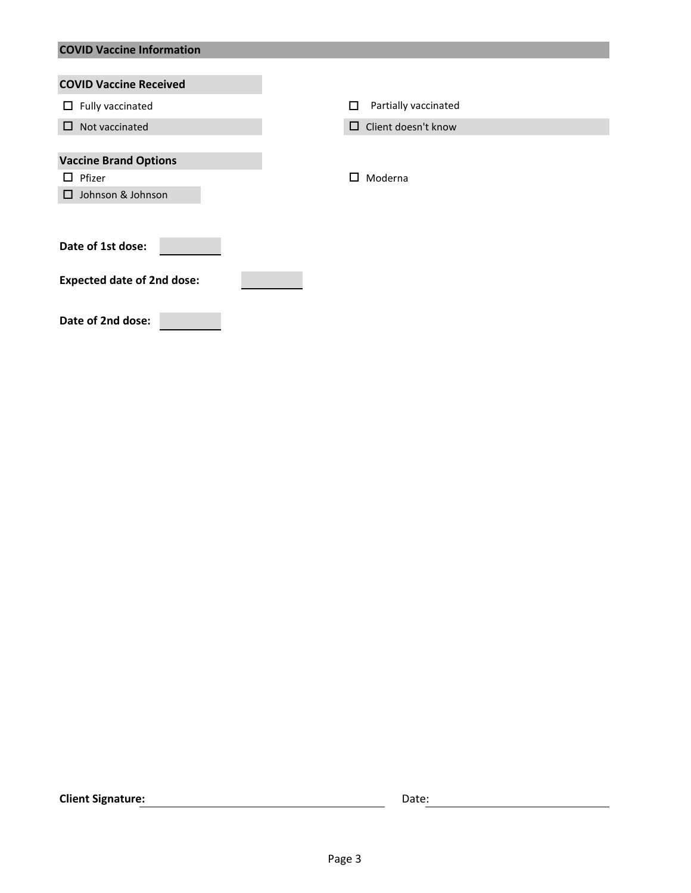## COVID Vaccine Information

### COVID Vaccine Received

- ☐ Fully vaccinated
- ☐ Partially vaccinated
- ☐ Not vaccinated
- ☐ Client doesn't know

### Vaccine Brand Options

- ☐ Pfizer
- ☐ Moderna
- ☐ Johnson & Johnson

**Date of 1st dose:** \_\_\_\_\_\_\_\_\_\_

**Expected date of 2nd dose:** \_\_\_\_\_\_\_\_\_\_

**Date of 2nd dose:** \_\_\_\_\_\_\_\_\_\_

**Client Signature:** \_\_\_\_\_\_\_\_\_\_\_\_\_\_\_\_\_\_\_\_\_\_\_\_\_\_\_\_\_\_ Date: \_\_\_\_\_\_\_\_\_\_\_\_\_\_\_\_\_\_\_\_